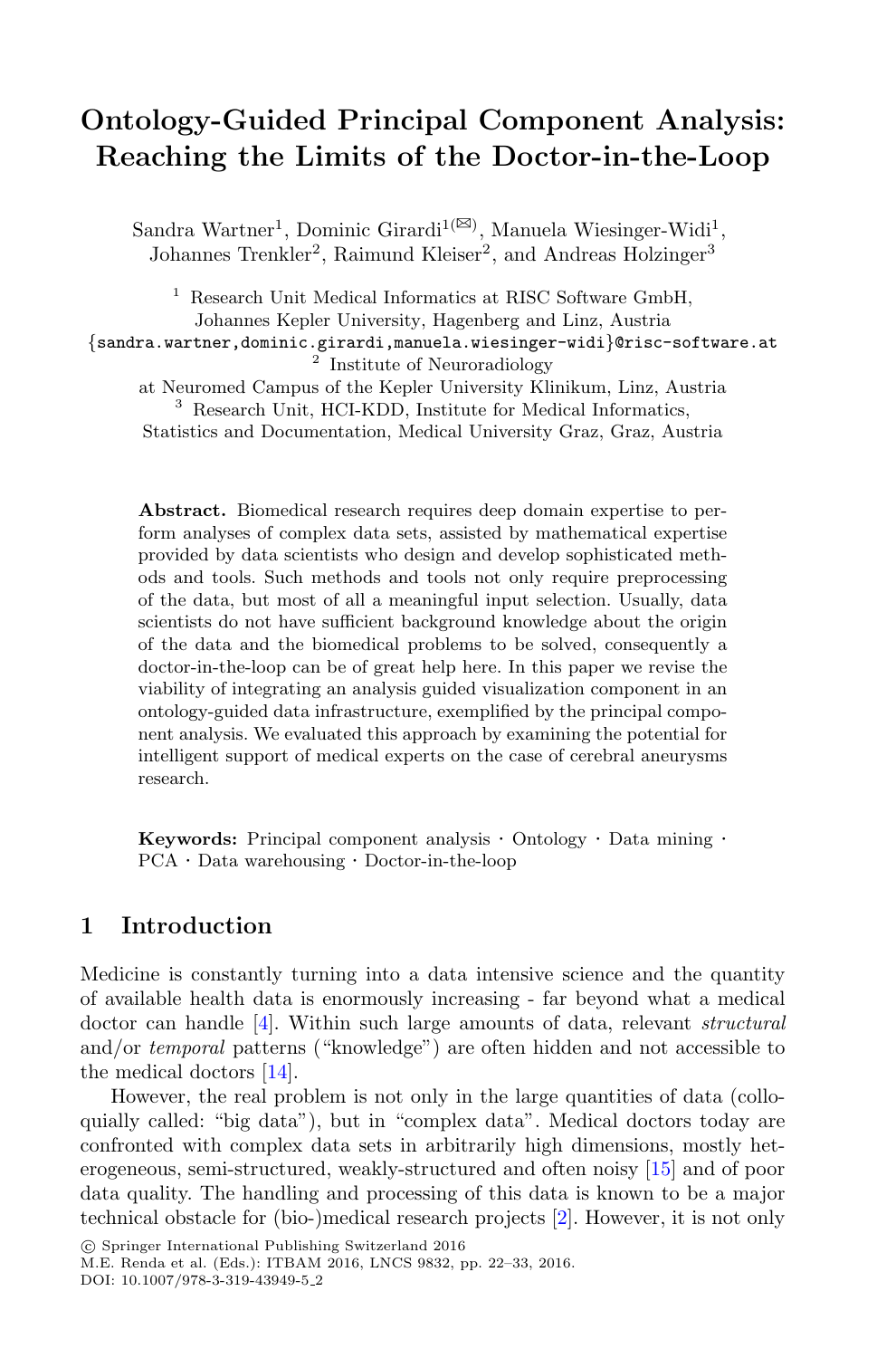# Ontology-Guided Principal Component Analysis: Reaching the Limits of the Doctor-in-the-Loop

Sandra Wartner[1], Dominic Girardi[1(✉)], Manuela Wiesinger-Widi[1], Johannes Trenkler[2], Raimund Kleiser[2], and Andreas Holzinger[3]

[1] Research Unit Medical Informatics at RISC Software GmbH, Johannes Kepler University, Hagenberg and Linz, Austria
{sandra.wartner,dominic.girardi,manuela.wiesinger-widi}@risc-software.at

[2] Institute of Neuroradiology at Neuromed Campus of the Kepler University Klinikum, Linz, Austria

[3] Research Unit, HCI-KDD, Institute for Medical Informatics, Statistics and Documentation, Medical University Graz, Graz, Austria

**Abstract.** Biomedical research requires deep domain expertise to perform analyses of complex data sets, assisted by mathematical expertise provided by data scientists who design and develop sophisticated methods and tools. Such methods and tools not only require preprocessing of the data, but most of all a meaningful input selection. Usually, data scientists do not have sufficient background knowledge about the origin of the data and the biomedical problems to be solved, consequently a doctor-in-the-loop can be of great help here. In this paper we revise the viability of integrating an analysis guided visualization component in an ontology-guided data infrastructure, exemplified by the principal component analysis. We evaluated this approach by examining the potential for intelligent support of medical experts on the case of cerebral aneurysms research.

**Keywords:** Principal component analysis · Ontology · Data mining · PCA · Data warehousing · Doctor-in-the-loop

## 1 Introduction

Medicine is constantly turning into a data intensive science and the quantity of available health data is enormously increasing - far beyond what a medical doctor can handle [4]. Within such large amounts of data, relevant *structural* and/or *temporal* patterns ("knowledge") are often hidden and not accessible to the medical doctors [14].

However, the real problem is not only in the large quantities of data (colloquially called: "big data"), but in "complex data". Medical doctors today are confronted with complex data sets in arbitrarily high dimensions, mostly heterogeneous, semi-structured, weakly-structured and often noisy [15] and of poor data quality. The handling and processing of this data is known to be a major technical obstacle for (bio-)medical research projects [2]. However, it is not only

© Springer International Publishing Switzerland 2016
M.E. Renda et al. (Eds.): ITBAM 2016, LNCS 9832, pp. 22–33, 2016.
DOI: 10.1007/978-3-319-43949-5_2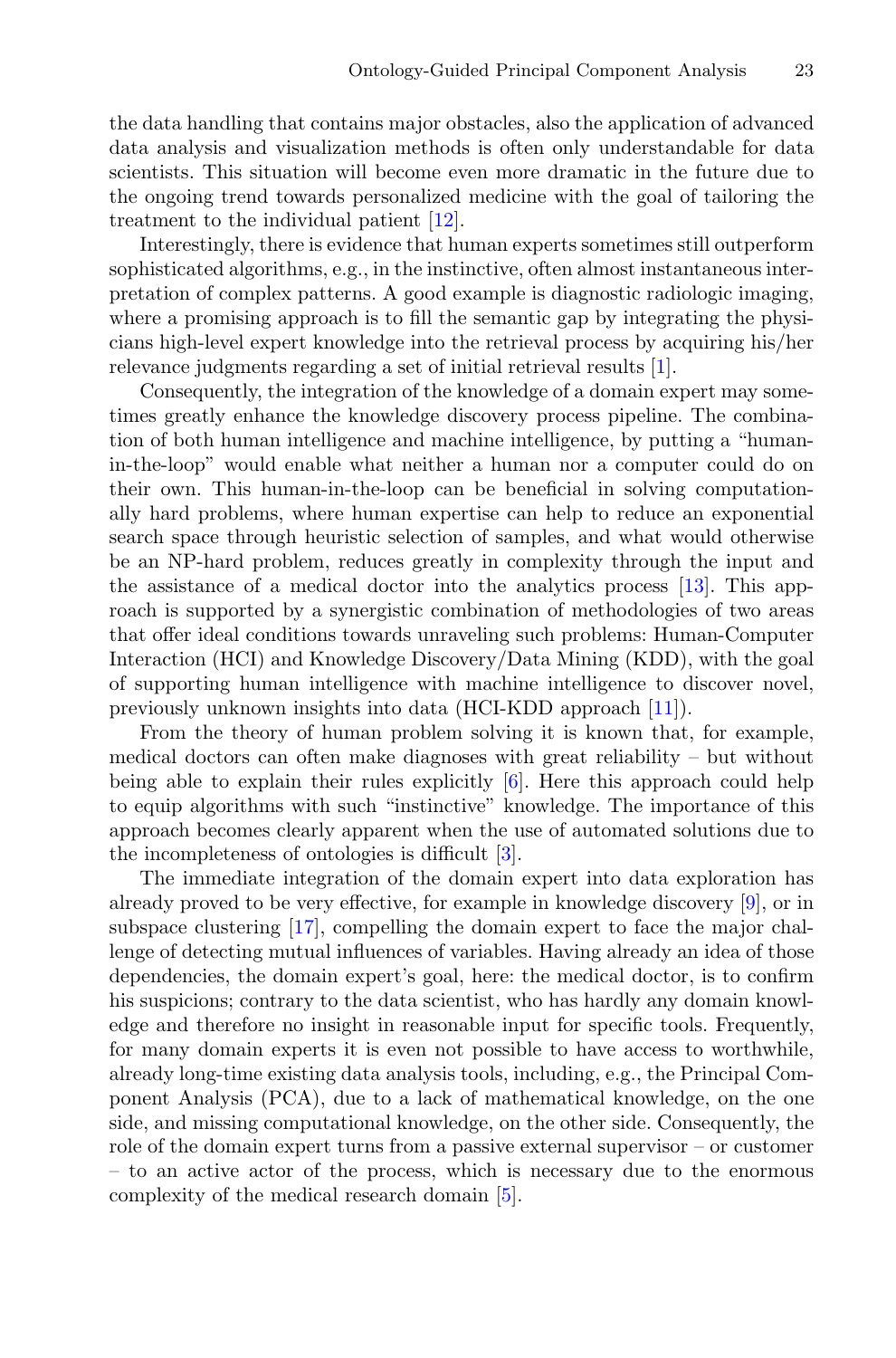the data handling that contains major obstacles, also the application of advanced data analysis and visualization methods is often only understandable for data scientists. This situation will become even more dramatic in the future due to the ongoing trend towards personalized medicine with the goal of tailoring the treatment to the individual patient [12].

Interestingly, there is evidence that human experts sometimes still outperform sophisticated algorithms, e.g., in the instinctive, often almost instantaneous interpretation of complex patterns. A good example is diagnostic radiologic imaging, where a promising approach is to fill the semantic gap by integrating the physicians high-level expert knowledge into the retrieval process by acquiring his/her relevance judgments regarding a set of initial retrieval results [1].

Consequently, the integration of the knowledge of a domain expert may sometimes greatly enhance the knowledge discovery process pipeline. The combination of both human intelligence and machine intelligence, by putting a "human-in-the-loop" would enable what neither a human nor a computer could do on their own. This human-in-the-loop can be beneficial in solving computationally hard problems, where human expertise can help to reduce an exponential search space through heuristic selection of samples, and what would otherwise be an NP-hard problem, reduces greatly in complexity through the input and the assistance of a medical doctor into the analytics process [13]. This approach is supported by a synergistic combination of methodologies of two areas that offer ideal conditions towards unraveling such problems: Human-Computer Interaction (HCI) and Knowledge Discovery/Data Mining (KDD), with the goal of supporting human intelligence with machine intelligence to discover novel, previously unknown insights into data (HCI-KDD approach [11]).

From the theory of human problem solving it is known that, for example, medical doctors can often make diagnoses with great reliability – but without being able to explain their rules explicitly [6]. Here this approach could help to equip algorithms with such "instinctive" knowledge. The importance of this approach becomes clearly apparent when the use of automated solutions due to the incompleteness of ontologies is difficult [3].

The immediate integration of the domain expert into data exploration has already proved to be very effective, for example in knowledge discovery [9], or in subspace clustering [17], compelling the domain expert to face the major challenge of detecting mutual influences of variables. Having already an idea of those dependencies, the domain expert's goal, here: the medical doctor, is to confirm his suspicions; contrary to the data scientist, who has hardly any domain knowledge and therefore no insight in reasonable input for specific tools. Frequently, for many domain experts it is even not possible to have access to worthwhile, already long-time existing data analysis tools, including, e.g., the Principal Component Analysis (PCA), due to a lack of mathematical knowledge, on the one side, and missing computational knowledge, on the other side. Consequently, the role of the domain expert turns from a passive external supervisor – or customer – to an active actor of the process, which is necessary due to the enormous complexity of the medical research domain [5].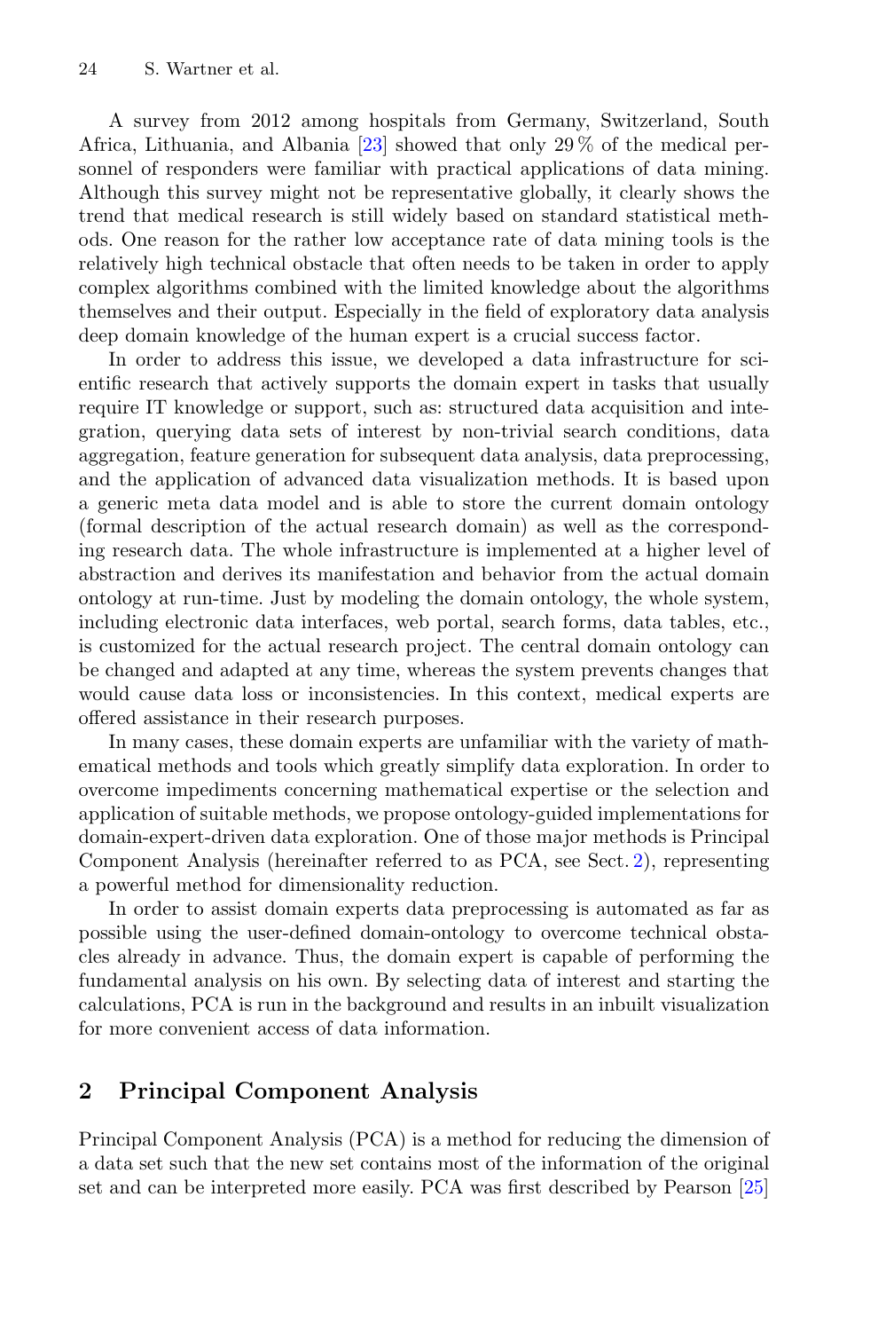A survey from 2012 among hospitals from Germany, Switzerland, South Africa, Lithuania, and Albania [23] showed that only 29 % of the medical personnel of responders were familiar with practical applications of data mining. Although this survey might not be representative globally, it clearly shows the trend that medical research is still widely based on standard statistical methods. One reason for the rather low acceptance rate of data mining tools is the relatively high technical obstacle that often needs to be taken in order to apply complex algorithms combined with the limited knowledge about the algorithms themselves and their output. Especially in the field of exploratory data analysis deep domain knowledge of the human expert is a crucial success factor.

In order to address this issue, we developed a data infrastructure for scientific research that actively supports the domain expert in tasks that usually require IT knowledge or support, such as: structured data acquisition and integration, querying data sets of interest by non-trivial search conditions, data aggregation, feature generation for subsequent data analysis, data preprocessing, and the application of advanced data visualization methods. It is based upon a generic meta data model and is able to store the current domain ontology (formal description of the actual research domain) as well as the corresponding research data. The whole infrastructure is implemented at a higher level of abstraction and derives its manifestation and behavior from the actual domain ontology at run-time. Just by modeling the domain ontology, the whole system, including electronic data interfaces, web portal, search forms, data tables, etc., is customized for the actual research project. The central domain ontology can be changed and adapted at any time, whereas the system prevents changes that would cause data loss or inconsistencies. In this context, medical experts are offered assistance in their research purposes.

In many cases, these domain experts are unfamiliar with the variety of mathematical methods and tools which greatly simplify data exploration. In order to overcome impediments concerning mathematical expertise or the selection and application of suitable methods, we propose ontology-guided implementations for domain-expert-driven data exploration. One of those major methods is Principal Component Analysis (hereinafter referred to as PCA, see Sect. 2), representing a powerful method for dimensionality reduction.

In order to assist domain experts data preprocessing is automated as far as possible using the user-defined domain-ontology to overcome technical obstacles already in advance. Thus, the domain expert is capable of performing the fundamental analysis on his own. By selecting data of interest and starting the calculations, PCA is run in the background and results in an inbuilt visualization for more convenient access of data information.

## 2 Principal Component Analysis

Principal Component Analysis (PCA) is a method for reducing the dimension of a data set such that the new set contains most of the information of the original set and can be interpreted more easily. PCA was first described by Pearson [25]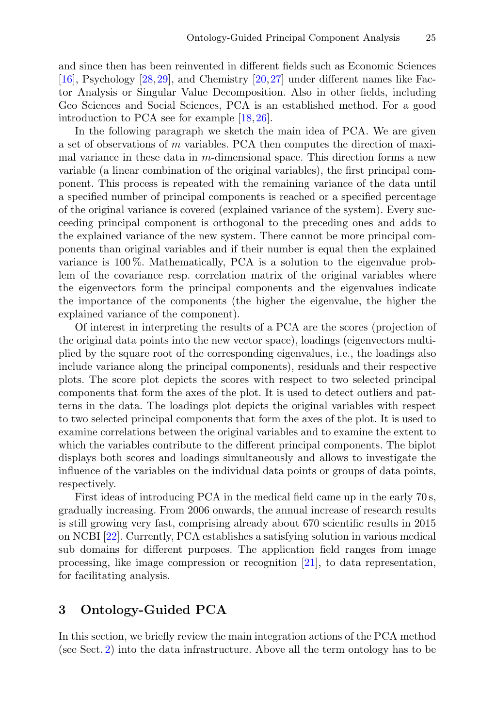and since then has been reinvented in different fields such as Economic Sciences [16], Psychology [28,29], and Chemistry [20,27] under different names like Factor Analysis or Singular Value Decomposition. Also in other fields, including Geo Sciences and Social Sciences, PCA is an established method. For a good introduction to PCA see for example [18,26].

In the following paragraph we sketch the main idea of PCA. We are given a set of observations of $m$ variables. PCA then computes the direction of maximal variance in these data in $m$-dimensional space. This direction forms a new variable (a linear combination of the original variables), the first principal component. This process is repeated with the remaining variance of the data until a specified number of principal components is reached or a specified percentage of the original variance is covered (explained variance of the system). Every succeeding principal component is orthogonal to the preceding ones and adds to the explained variance of the new system. There cannot be more principal components than original variables and if their number is equal then the explained variance is 100 %. Mathematically, PCA is a solution to the eigenvalue problem of the covariance resp. correlation matrix of the original variables where the eigenvectors form the principal components and the eigenvalues indicate the importance of the components (the higher the eigenvalue, the higher the explained variance of the component).

Of interest in interpreting the results of a PCA are the scores (projection of the original data points into the new vector space), loadings (eigenvectors multiplied by the square root of the corresponding eigenvalues, i.e., the loadings also include variance along the principal components), residuals and their respective plots. The score plot depicts the scores with respect to two selected principal components that form the axes of the plot. It is used to detect outliers and patterns in the data. The loadings plot depicts the original variables with respect to two selected principal components that form the axes of the plot. It is used to examine correlations between the original variables and to examine the extent to which the variables contribute to the different principal components. The biplot displays both scores and loadings simultaneously and allows to investigate the influence of the variables on the individual data points or groups of data points, respectively.

First ideas of introducing PCA in the medical field came up in the early 70 s, gradually increasing. From 2006 onwards, the annual increase of research results is still growing very fast, comprising already about 670 scientific results in 2015 on NCBI [22]. Currently, PCA establishes a satisfying solution in various medical sub domains for different purposes. The application field ranges from image processing, like image compression or recognition [21], to data representation, for facilitating analysis.

## 3 Ontology-Guided PCA

In this section, we briefly review the main integration actions of the PCA method (see Sect. 2) into the data infrastructure. Above all the term ontology has to be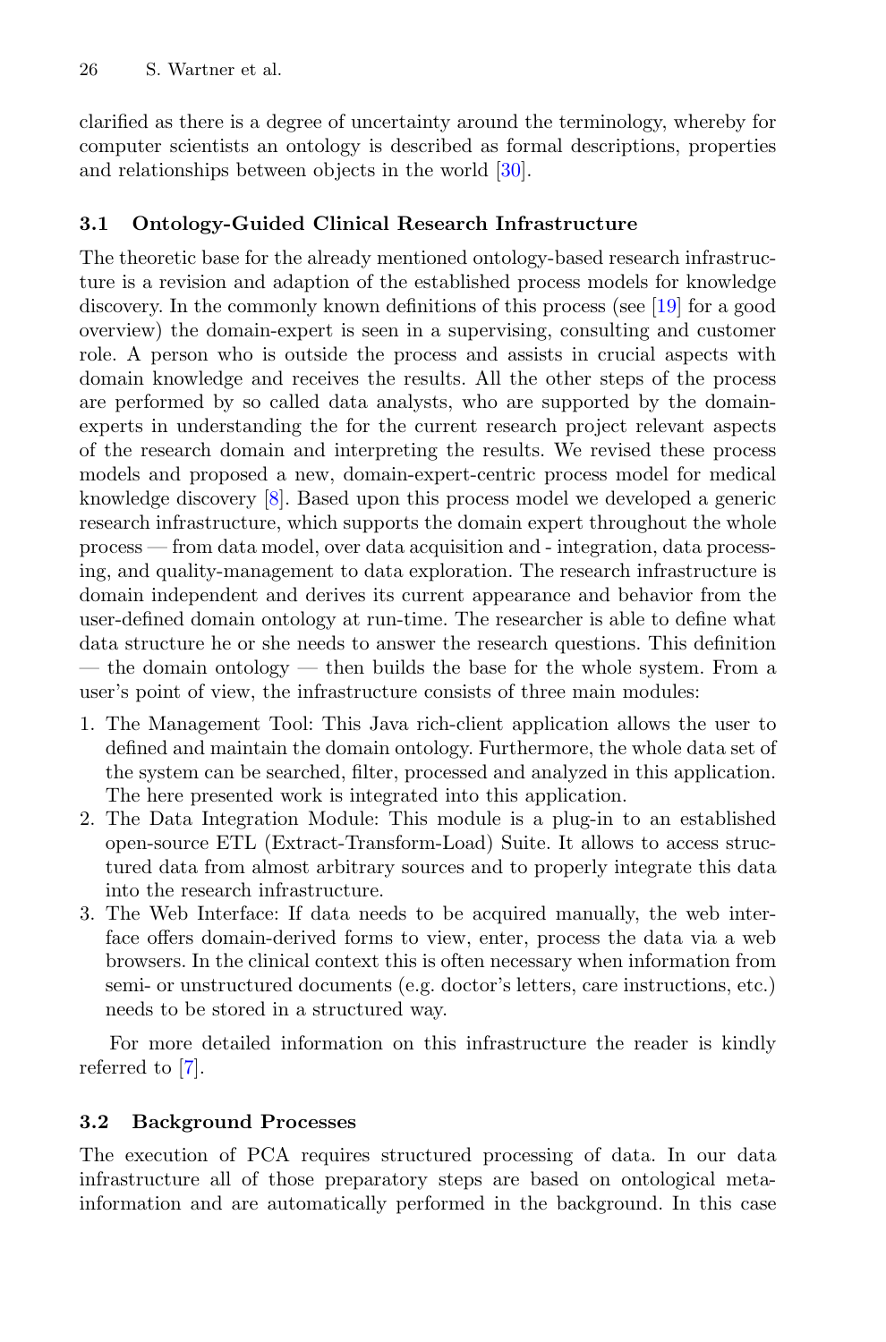clarified as there is a degree of uncertainty around the terminology, whereby for computer scientists an ontology is described as formal descriptions, properties and relationships between objects in the world [30].

### 3.1 Ontology-Guided Clinical Research Infrastructure

The theoretic base for the already mentioned ontology-based research infrastructure is a revision and adaption of the established process models for knowledge discovery. In the commonly known definitions of this process (see [19] for a good overview) the domain-expert is seen in a supervising, consulting and customer role. A person who is outside the process and assists in crucial aspects with domain knowledge and receives the results. All the other steps of the process are performed by so called data analysts, who are supported by the domain-experts in understanding the for the current research project relevant aspects of the research domain and interpreting the results. We revised these process models and proposed a new, domain-expert-centric process model for medical knowledge discovery [8]. Based upon this process model we developed a generic research infrastructure, which supports the domain expert throughout the whole process — from data model, over data acquisition and - integration, data processing, and quality-management to data exploration. The research infrastructure is domain independent and derives its current appearance and behavior from the user-defined domain ontology at run-time. The researcher is able to define what data structure he or she needs to answer the research questions. This definition — the domain ontology — then builds the base for the whole system. From a user's point of view, the infrastructure consists of three main modules:

1. The Management Tool: This Java rich-client application allows the user to defined and maintain the domain ontology. Furthermore, the whole data set of the system can be searched, filter, processed and analyzed in this application. The here presented work is integrated into this application.
2. The Data Integration Module: This module is a plug-in to an established open-source ETL (Extract-Transform-Load) Suite. It allows to access structured data from almost arbitrary sources and to properly integrate this data into the research infrastructure.
3. The Web Interface: If data needs to be acquired manually, the web interface offers domain-derived forms to view, enter, process the data via a web browsers. In the clinical context this is often necessary when information from semi- or unstructured documents (e.g. doctor's letters, care instructions, etc.) needs to be stored in a structured way.

For more detailed information on this infrastructure the reader is kindly referred to [7].

### 3.2 Background Processes

The execution of PCA requires structured processing of data. In our data infrastructure all of those preparatory steps are based on ontological meta-information and are automatically performed in the background. In this case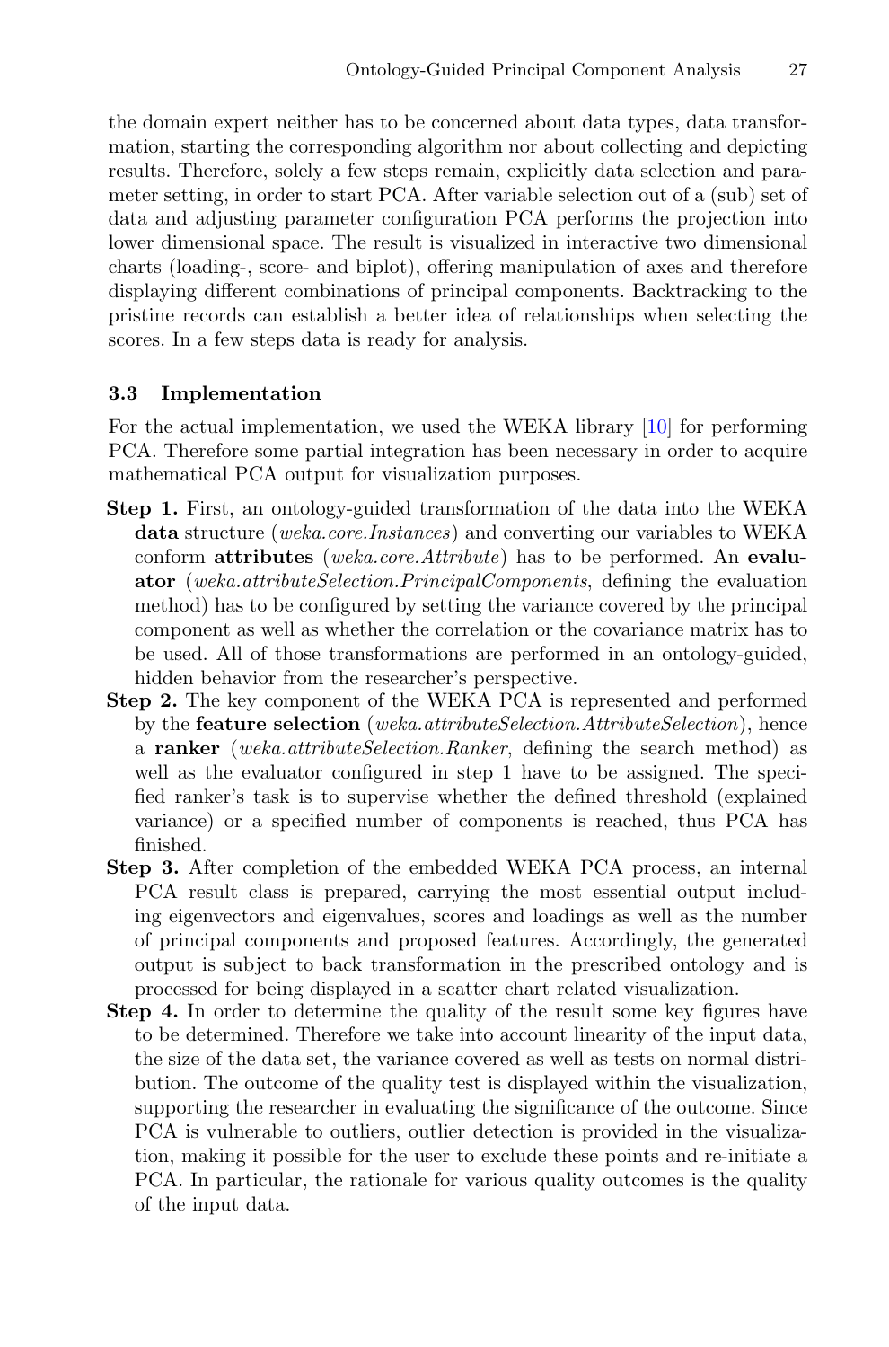the domain expert neither has to be concerned about data types, data transformation, starting the corresponding algorithm nor about collecting and depicting results. Therefore, solely a few steps remain, explicitly data selection and parameter setting, in order to start PCA. After variable selection out of a (sub) set of data and adjusting parameter configuration PCA performs the projection into lower dimensional space. The result is visualized in interactive two dimensional charts (loading-, score- and biplot), offering manipulation of axes and therefore displaying different combinations of principal components. Backtracking to the pristine records can establish a better idea of relationships when selecting the scores. In a few steps data is ready for analysis.

### 3.3 Implementation

For the actual implementation, we used the WEKA library [10] for performing PCA. Therefore some partial integration has been necessary in order to acquire mathematical PCA output for visualization purposes.

- **Step 1.** First, an ontology-guided transformation of the data into the WEKA **data** structure (*weka.core.Instances*) and converting our variables to WEKA conform **attributes** (*weka.core.Attribute*) has to be performed. An **evaluator** (*weka.attributeSelection.PrincipalComponents*, defining the evaluation method) has to be configured by setting the variance covered by the principal component as well as whether the correlation or the covariance matrix has to be used. All of those transformations are performed in an ontology-guided, hidden behavior from the researcher's perspective.
- **Step 2.** The key component of the WEKA PCA is represented and performed by the **feature selection** (*weka.attributeSelection.AttributeSelection*), hence a **ranker** (*weka.attributeSelection.Ranker*, defining the search method) as well as the evaluator configured in step 1 have to be assigned. The specified ranker's task is to supervise whether the defined threshold (explained variance) or a specified number of components is reached, thus PCA has finished.
- **Step 3.** After completion of the embedded WEKA PCA process, an internal PCA result class is prepared, carrying the most essential output including eigenvectors and eigenvalues, scores and loadings as well as the number of principal components and proposed features. Accordingly, the generated output is subject to back transformation in the prescribed ontology and is processed for being displayed in a scatter chart related visualization.
- **Step 4.** In order to determine the quality of the result some key figures have to be determined. Therefore we take into account linearity of the input data, the size of the data set, the variance covered as well as tests on normal distribution. The outcome of the quality test is displayed within the visualization, supporting the researcher in evaluating the significance of the outcome. Since PCA is vulnerable to outliers, outlier detection is provided in the visualization, making it possible for the user to exclude these points and re-initiate a PCA. In particular, the rationale for various quality outcomes is the quality of the input data.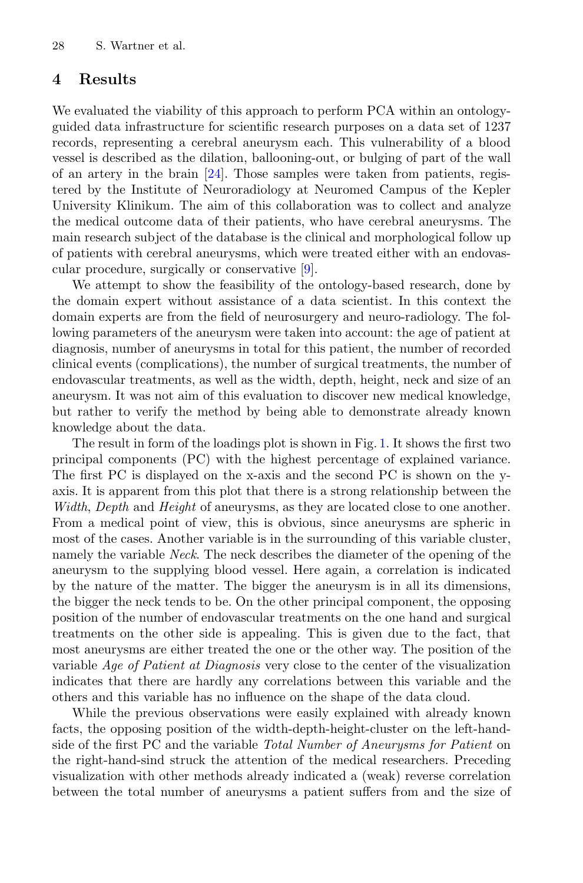## 4 Results

We evaluated the viability of this approach to perform PCA within an ontology-guided data infrastructure for scientific research purposes on a data set of 1237 records, representing a cerebral aneurysm each. This vulnerability of a blood vessel is described as the dilation, ballooning-out, or bulging of part of the wall of an artery in the brain [24]. Those samples were taken from patients, registered by the Institute of Neuroradiology at Neuromed Campus of the Kepler University Klinikum. The aim of this collaboration was to collect and analyze the medical outcome data of their patients, who have cerebral aneurysms. The main research subject of the database is the clinical and morphological follow up of patients with cerebral aneurysms, which were treated either with an endovascular procedure, surgically or conservative [9].

We attempt to show the feasibility of the ontology-based research, done by the domain expert without assistance of a data scientist. In this context the domain experts are from the field of neurosurgery and neuro-radiology. The following parameters of the aneurysm were taken into account: the age of patient at diagnosis, number of aneurysms in total for this patient, the number of recorded clinical events (complications), the number of surgical treatments, the number of endovascular treatments, as well as the width, depth, height, neck and size of an aneurysm. It was not aim of this evaluation to discover new medical knowledge, but rather to verify the method by being able to demonstrate already known knowledge about the data.

The result in form of the loadings plot is shown in Fig. 1. It shows the first two principal components (PC) with the highest percentage of explained variance. The first PC is displayed on the x-axis and the second PC is shown on the y-axis. It is apparent from this plot that there is a strong relationship between the *Width*, *Depth* and *Height* of aneurysms, as they are located close to one another. From a medical point of view, this is obvious, since aneurysms are spheric in most of the cases. Another variable is in the surrounding of this variable cluster, namely the variable *Neck*. The neck describes the diameter of the opening of the aneurysm to the supplying blood vessel. Here again, a correlation is indicated by the nature of the matter. The bigger the aneurysm is in all its dimensions, the bigger the neck tends to be. On the other principal component, the opposing position of the number of endovascular treatments on the one hand and surgical treatments on the other side is appealing. This is given due to the fact, that most aneurysms are either treated the one or the other way. The position of the variable *Age of Patient at Diagnosis* very close to the center of the visualization indicates that there are hardly any correlations between this variable and the others and this variable has no influence on the shape of the data cloud.

While the previous observations were easily explained with already known facts, the opposing position of the width-depth-height-cluster on the left-hand-side of the first PC and the variable *Total Number of Aneurysms for Patient* on the right-hand-sind struck the attention of the medical researchers. Preceding visualization with other methods already indicated a (weak) reverse correlation between the total number of aneurysms a patient suffers from and the size of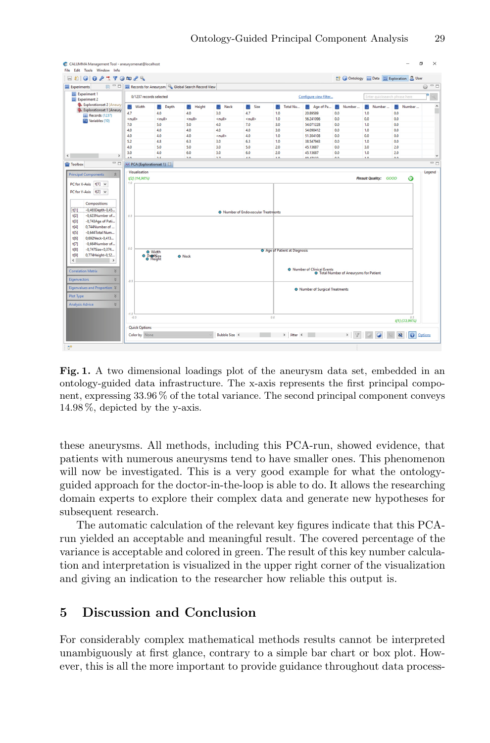**Fig. 1.** A two dimensional loadings plot of the aneurysm data set, embedded in an ontology-guided data infrastructure. The x-axis represents the first principal component, expressing 33.96 % of the total variance. The second principal component conveys 14.98 %, depicted by the y-axis.

these aneurysms. All methods, including this PCA-run, showed evidence, that patients with numerous aneurysms tend to have smaller ones. This phenomenon will now be investigated. This is a very good example for what the ontology-guided approach for the doctor-in-the-loop is able to do. It allows the researching domain experts to explore their complex data and generate new hypotheses for subsequent research.

The automatic calculation of the relevant key figures indicate that this PCA-run yielded an acceptable and meaningful result. The covered percentage of the variance is acceptable and colored in green. The result of this key number calculation and interpretation is visualized in the upper right corner of the visualization and giving an indication to the researcher how reliable this output is.

## 5 Discussion and Conclusion

For considerably complex mathematical methods results cannot be interpreted unambiguously at first glance, contrary to a simple bar chart or box plot. However, this is all the more important to provide guidance throughout data process-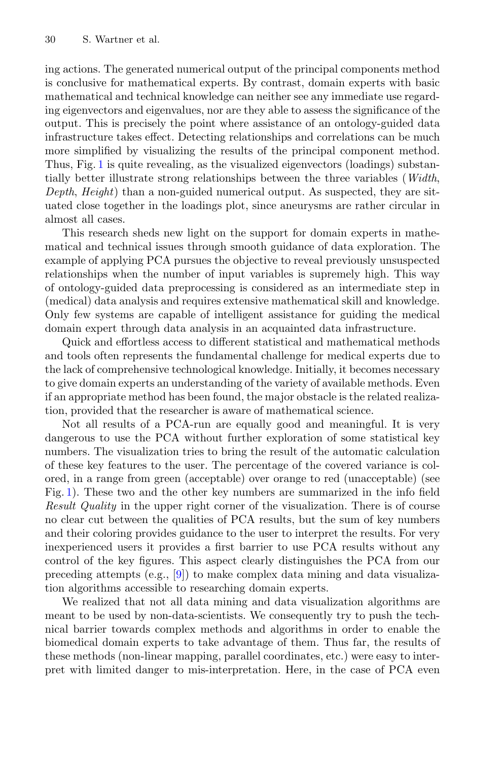ing actions. The generated numerical output of the principal components method is conclusive for mathematical experts. By contrast, domain experts with basic mathematical and technical knowledge can neither see any immediate use regarding eigenvectors and eigenvalues, nor are they able to assess the significance of the output. This is precisely the point where assistance of an ontology-guided data infrastructure takes effect. Detecting relationships and correlations can be much more simplified by visualizing the results of the principal component method. Thus, Fig. 1 is quite revealing, as the visualized eigenvectors (loadings) substantially better illustrate strong relationships between the three variables (*Width*, *Depth*, *Height*) than a non-guided numerical output. As suspected, they are situated close together in the loadings plot, since aneurysms are rather circular in almost all cases.

This research sheds new light on the support for domain experts in mathematical and technical issues through smooth guidance of data exploration. The example of applying PCA pursues the objective to reveal previously unsuspected relationships when the number of input variables is supremely high. This way of ontology-guided data preprocessing is considered as an intermediate step in (medical) data analysis and requires extensive mathematical skill and knowledge. Only few systems are capable of intelligent assistance for guiding the medical domain expert through data analysis in an acquainted data infrastructure.

Quick and effortless access to different statistical and mathematical methods and tools often represents the fundamental challenge for medical experts due to the lack of comprehensive technological knowledge. Initially, it becomes necessary to give domain experts an understanding of the variety of available methods. Even if an appropriate method has been found, the major obstacle is the related realization, provided that the researcher is aware of mathematical science.

Not all results of a PCA-run are equally good and meaningful. It is very dangerous to use the PCA without further exploration of some statistical key numbers. The visualization tries to bring the result of the automatic calculation of these key features to the user. The percentage of the covered variance is colored, in a range from green (acceptable) over orange to red (unacceptable) (see Fig. 1). These two and the other key numbers are summarized in the info field *Result Quality* in the upper right corner of the visualization. There is of course no clear cut between the qualities of PCA results, but the sum of key numbers and their coloring provides guidance to the user to interpret the results. For very inexperienced users it provides a first barrier to use PCA results without any control of the key figures. This aspect clearly distinguishes the PCA from our preceding attempts (e.g., [9]) to make complex data mining and data visualization algorithms accessible to researching domain experts.

We realized that not all data mining and data visualization algorithms are meant to be used by non-data-scientists. We consequently try to push the technical barrier towards complex methods and algorithms in order to enable the biomedical domain experts to take advantage of them. Thus far, the results of these methods (non-linear mapping, parallel coordinates, etc.) were easy to interpret with limited danger to mis-interpretation. Here, in the case of PCA even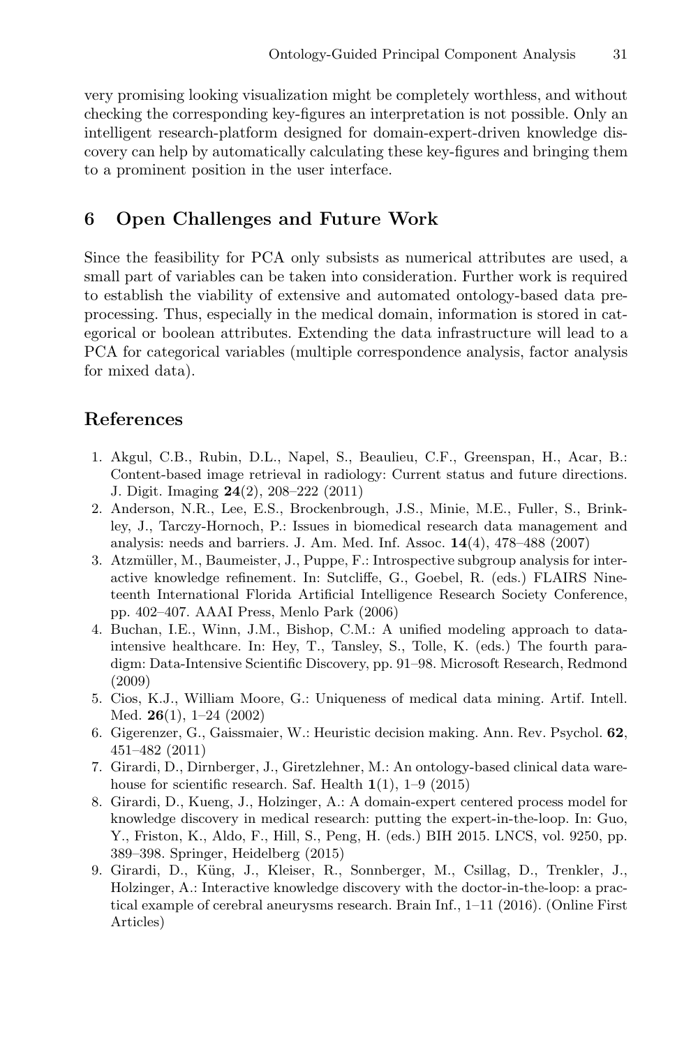very promising looking visualization might be completely worthless, and without checking the corresponding key-figures an interpretation is not possible. Only an intelligent research-platform designed for domain-expert-driven knowledge discovery can help by automatically calculating these key-figures and bringing them to a prominent position in the user interface.

## 6 Open Challenges and Future Work

Since the feasibility for PCA only subsists as numerical attributes are used, a small part of variables can be taken into consideration. Further work is required to establish the viability of extensive and automated ontology-based data preprocessing. Thus, especially in the medical domain, information is stored in categorical or boolean attributes. Extending the data infrastructure will lead to a PCA for categorical variables (multiple correspondence analysis, factor analysis for mixed data).

## References

1. Akgul, C.B., Rubin, D.L., Napel, S., Beaulieu, C.F., Greenspan, H., Acar, B.: Content-based image retrieval in radiology: Current status and future directions. J. Digit. Imaging **24**(2), 208–222 (2011)
2. Anderson, N.R., Lee, E.S., Brockenbrough, J.S., Minie, M.E., Fuller, S., Brinkley, J., Tarczy-Hornoch, P.: Issues in biomedical research data management and analysis: needs and barriers. J. Am. Med. Inf. Assoc. **14**(4), 478–488 (2007)
3. Atzmüller, M., Baumeister, J., Puppe, F.: Introspective subgroup analysis for interactive knowledge refinement. In: Sutcliffe, G., Goebel, R. (eds.) FLAIRS Nineteenth International Florida Artificial Intelligence Research Society Conference, pp. 402–407. AAAI Press, Menlo Park (2006)
4. Buchan, I.E., Winn, J.M., Bishop, C.M.: A unified modeling approach to data-intensive healthcare. In: Hey, T., Tansley, S., Tolle, K. (eds.) The fourth paradigm: Data-Intensive Scientific Discovery, pp. 91–98. Microsoft Research, Redmond (2009)
5. Cios, K.J., William Moore, G.: Uniqueness of medical data mining. Artif. Intell. Med. **26**(1), 1–24 (2002)
6. Gigerenzer, G., Gaissmaier, W.: Heuristic decision making. Ann. Rev. Psychol. **62**, 451–482 (2011)
7. Girardi, D., Dirnberger, J., Giretzlehner, M.: An ontology-based clinical data warehouse for scientific research. Saf. Health **1**(1), 1–9 (2015)
8. Girardi, D., Kueng, J., Holzinger, A.: A domain-expert centered process model for knowledge discovery in medical research: putting the expert-in-the-loop. In: Guo, Y., Friston, K., Aldo, F., Hill, S., Peng, H. (eds.) BIH 2015. LNCS, vol. 9250, pp. 389–398. Springer, Heidelberg (2015)
9. Girardi, D., Küng, J., Kleiser, R., Sonnberger, M., Csillag, D., Trenkler, J., Holzinger, A.: Interactive knowledge discovery with the doctor-in-the-loop: a practical example of cerebral aneurysms research. Brain Inf., 1–11 (2016). (Online First Articles)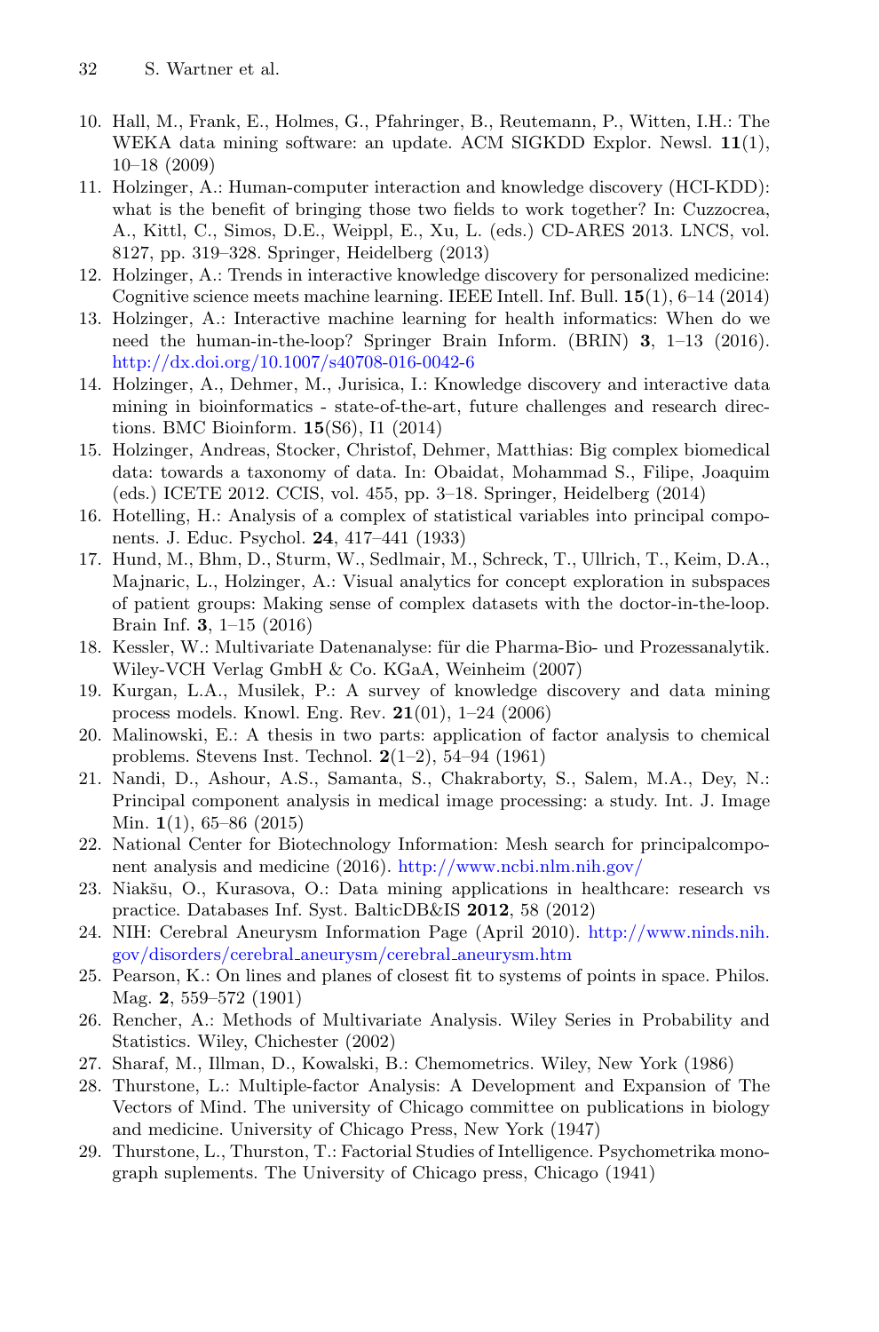10. Hall, M., Frank, E., Holmes, G., Pfahringer, B., Reutemann, P., Witten, I.H.: The WEKA data mining software: an update. ACM SIGKDD Explor. Newsl. **11**(1), 10–18 (2009)
11. Holzinger, A.: Human-computer interaction and knowledge discovery (HCI-KDD): what is the benefit of bringing those two fields to work together? In: Cuzzocrea, A., Kittl, C., Simos, D.E., Weippl, E., Xu, L. (eds.) CD-ARES 2013. LNCS, vol. 8127, pp. 319–328. Springer, Heidelberg (2013)
12. Holzinger, A.: Trends in interactive knowledge discovery for personalized medicine: Cognitive science meets machine learning. IEEE Intell. Inf. Bull. **15**(1), 6–14 (2014)
13. Holzinger, A.: Interactive machine learning for health informatics: When do we need the human-in-the-loop? Springer Brain Inform. (BRIN) **3**, 1–13 (2016). http://dx.doi.org/10.1007/s40708-016-0042-6
14. Holzinger, A., Dehmer, M., Jurisica, I.: Knowledge discovery and interactive data mining in bioinformatics - state-of-the-art, future challenges and research directions. BMC Bioinform. **15**(S6), I1 (2014)
15. Holzinger, Andreas, Stocker, Christof, Dehmer, Matthias: Big complex biomedical data: towards a taxonomy of data. In: Obaidat, Mohammad S., Filipe, Joaquim (eds.) ICETE 2012. CCIS, vol. 455, pp. 3–18. Springer, Heidelberg (2014)
16. Hotelling, H.: Analysis of a complex of statistical variables into principal components. J. Educ. Psychol. **24**, 417–441 (1933)
17. Hund, M., Bhm, D., Sturm, W., Sedlmair, M., Schreck, T., Ullrich, T., Keim, D.A., Majnaric, L., Holzinger, A.: Visual analytics for concept exploration in subspaces of patient groups: Making sense of complex datasets with the doctor-in-the-loop. Brain Inf. **3**, 1–15 (2016)
18. Kessler, W.: Multivariate Datenanalyse: für die Pharma-Bio- und Prozessanalytik. Wiley-VCH Verlag GmbH & Co. KGaA, Weinheim (2007)
19. Kurgan, L.A., Musilek, P.: A survey of knowledge discovery and data mining process models. Knowl. Eng. Rev. **21**(01), 1–24 (2006)
20. Malinowski, E.: A thesis in two parts: application of factor analysis to chemical problems. Stevens Inst. Technol. **2**(1–2), 54–94 (1961)
21. Nandi, D., Ashour, A.S., Samanta, S., Chakraborty, S., Salem, M.A., Dey, N.: Principal component analysis in medical image processing: a study. Int. J. Image Min. **1**(1), 65–86 (2015)
22. National Center for Biotechnology Information: Mesh search for principalcomponent analysis and medicine (2016). http://www.ncbi.nlm.nih.gov/
23. Niakšu, O., Kurasova, O.: Data mining applications in healthcare: research vs practice. Databases Inf. Syst. BalticDB&IS **2012**, 58 (2012)
24. NIH: Cerebral Aneurysm Information Page (April 2010). http://www.ninds.nih.gov/disorders/cerebral_aneurysm/cerebral_aneurysm.htm
25. Pearson, K.: On lines and planes of closest fit to systems of points in space. Philos. Mag. **2**, 559–572 (1901)
26. Rencher, A.: Methods of Multivariate Analysis. Wiley Series in Probability and Statistics. Wiley, Chichester (2002)
27. Sharaf, M., Illman, D., Kowalski, B.: Chemometrics. Wiley, New York (1986)
28. Thurstone, L.: Multiple-factor Analysis: A Development and Expansion of The Vectors of Mind. The university of Chicago committee on publications in biology and medicine. University of Chicago Press, New York (1947)
29. Thurstone, L., Thurston, T.: Factorial Studies of Intelligence. Psychometrika monograph suplements. The University of Chicago press, Chicago (1941)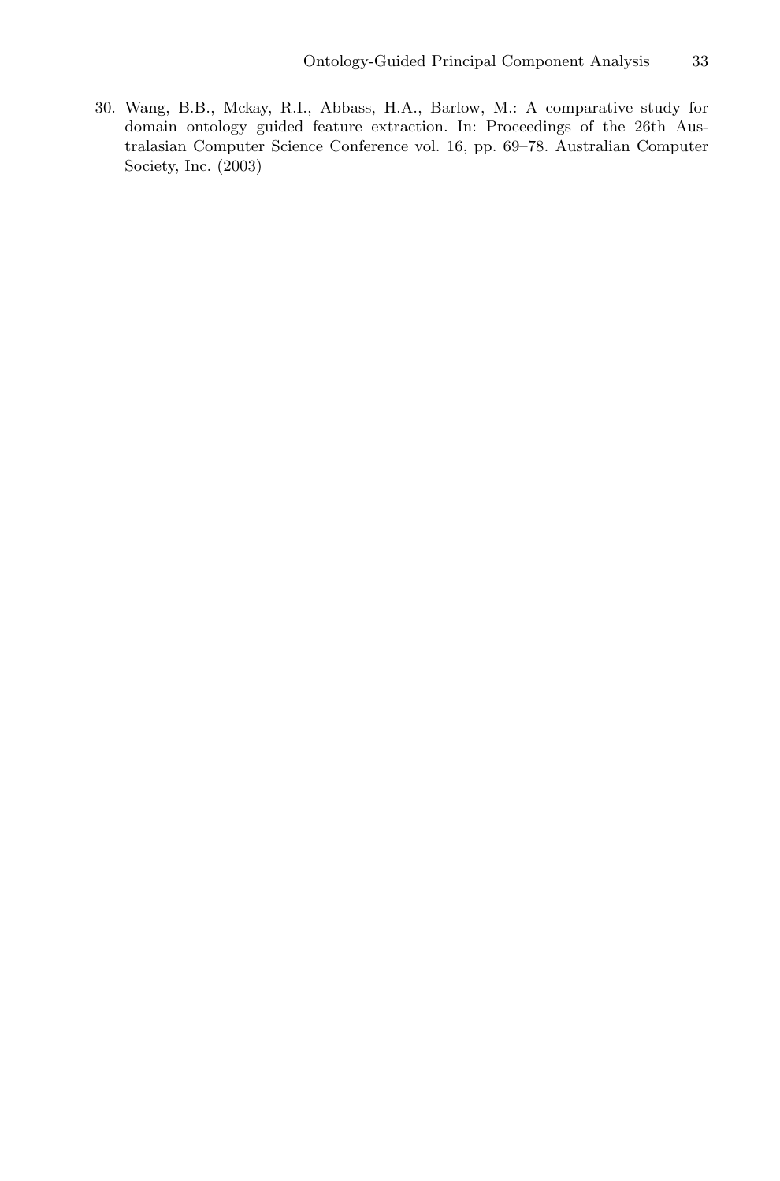30. Wang, B.B., Mckay, R.I., Abbass, H.A., Barlow, M.: A comparative study for domain ontology guided feature extraction. In: Proceedings of the 26th Australasian Computer Science Conference vol. 16, pp. 69–78. Australian Computer Society, Inc. (2003)